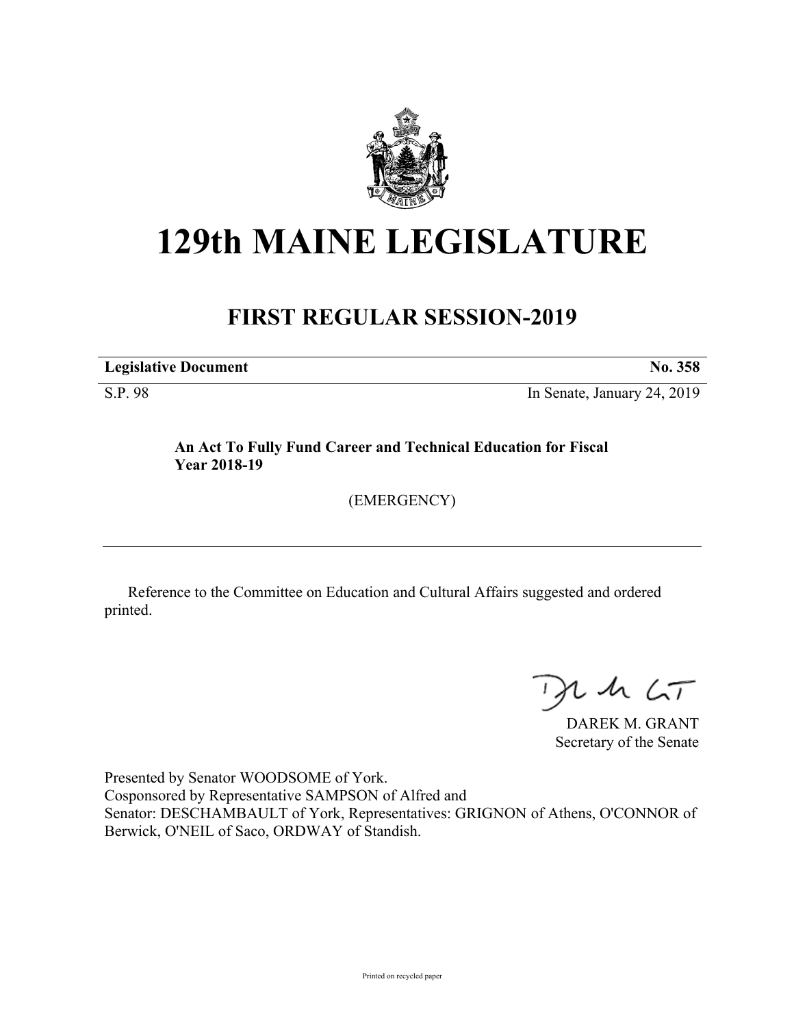# 129th MAINE LEGISLATURE

## FIRST REGULAR SESSION-2019

**Legislative Document** **No. 358**

S.P. 98 In Senate, January 24, 2019

**An Act To Fully Fund Career and Technical Education for Fiscal Year 2018-19**

(EMERGENCY)

---

Reference to the Committee on Education and Cultural Affairs suggested and ordered printed.

DAREK M. GRANT
Secretary of the Senate

Presented by Senator WOODSOME of York.
Cosponsored by Representative SAMPSON of Alfred and
Senator: DESCHAMBAULT of York, Representatives: GRIGNON of Athens, O'CONNOR of Berwick, O'NEIL of Saco, ORDWAY of Standish.

Printed on recycled paper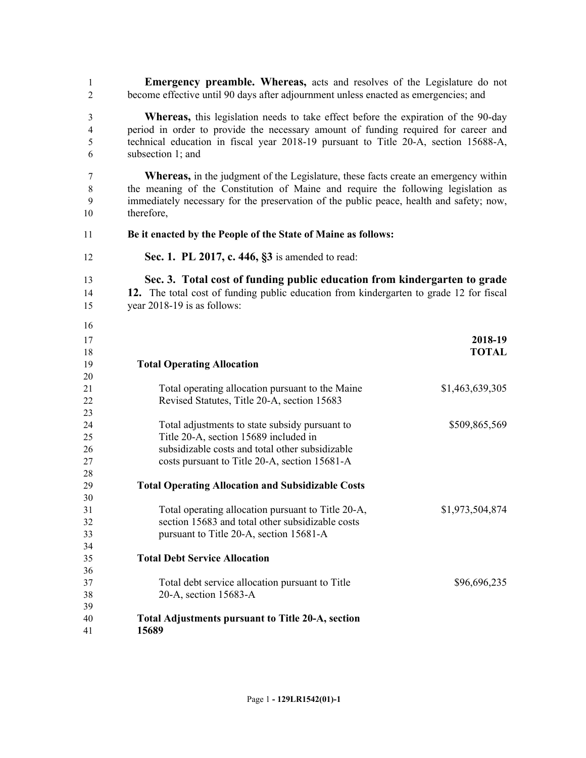**Emergency preamble. Whereas,** acts and resolves of the Legislature do not become effective until 90 days after adjournment unless enacted as emergencies; and

**Whereas,** this legislation needs to take effect before the expiration of the 90-day period in order to provide the necessary amount of funding required for career and technical education in fiscal year 2018-19 pursuant to Title 20-A, section 15688-A, subsection 1; and

**Whereas,** in the judgment of the Legislature, these facts create an emergency within the meaning of the Constitution of Maine and require the following legislation as immediately necessary for the preservation of the public peace, health and safety; now, therefore,

**Be it enacted by the People of the State of Maine as follows:**

**Sec. 1. PL 2017, c. 446, §3** is amended to read:

**Sec. 3. Total cost of funding public education from kindergarten to grade 12.** The total cost of funding public education from kindergarten to grade 12 for fiscal year 2018-19 is as follows:

| | **2018-19 TOTAL** |
|---|---|
| **Total Operating Allocation** | |
| Total operating allocation pursuant to the Maine Revised Statutes, Title 20-A, section 15683 | $1,463,639,305 |
| Total adjustments to state subsidy pursuant to Title 20-A, section 15689 included in subsidizable costs and total other subsidizable costs pursuant to Title 20-A, section 15681-A | $509,865,569 |
| **Total Operating Allocation and Subsidizable Costs** | |
| Total operating allocation pursuant to Title 20-A, section 15683 and total other subsidizable costs pursuant to Title 20-A, section 15681-A | $1,973,504,874 |
| **Total Debt Service Allocation** | |
| Total debt service allocation pursuant to Title 20-A, section 15683-A | $96,696,235 |
| **Total Adjustments pursuant to Title 20-A, section 15689** | |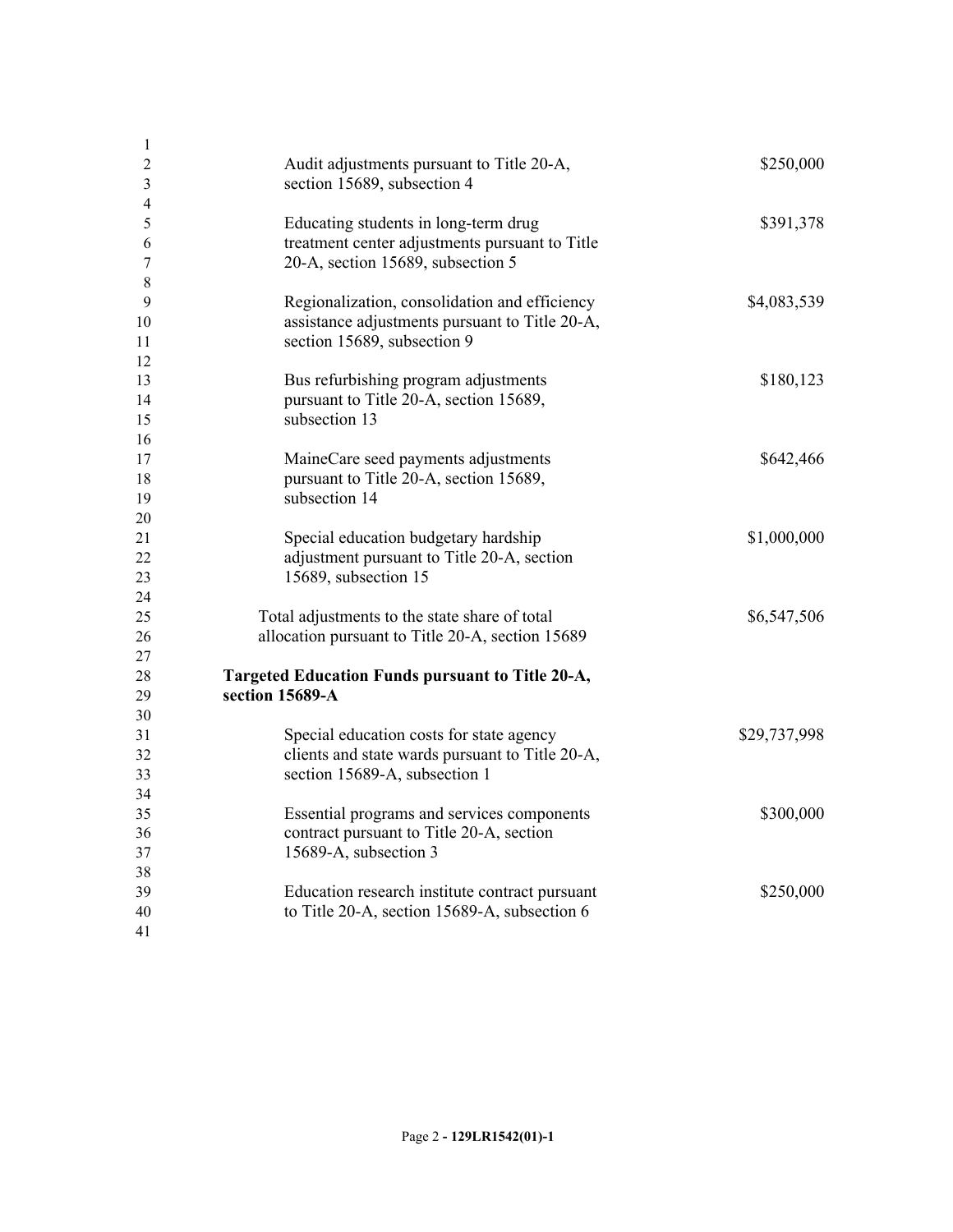| | |
|---|---|
| Audit adjustments pursuant to Title 20-A, section 15689, subsection 4 | $250,000 |
| Educating students in long-term drug treatment center adjustments pursuant to Title 20-A, section 15689, subsection 5 | $391,378 |
| Regionalization, consolidation and efficiency assistance adjustments pursuant to Title 20-A, section 15689, subsection 9 | $4,083,539 |
| Bus refurbishing program adjustments pursuant to Title 20-A, section 15689, subsection 13 | $180,123 |
| MaineCare seed payments adjustments pursuant to Title 20-A, section 15689, subsection 14 | $642,466 |
| Special education budgetary hardship adjustment pursuant to Title 20-A, section 15689, subsection 15 | $1,000,000 |
| Total adjustments to the state share of total allocation pursuant to Title 20-A, section 15689 | $6,547,506 |
| **Targeted Education Funds pursuant to Title 20-A, section 15689-A** | |
| Special education costs for state agency clients and state wards pursuant to Title 20-A, section 15689-A, subsection 1 | $29,737,998 |
| Essential programs and services components contract pursuant to Title 20-A, section 15689-A, subsection 3 | $300,000 |
| Education research institute contract pursuant to Title 20-A, section 15689-A, subsection 6 | $250,000 |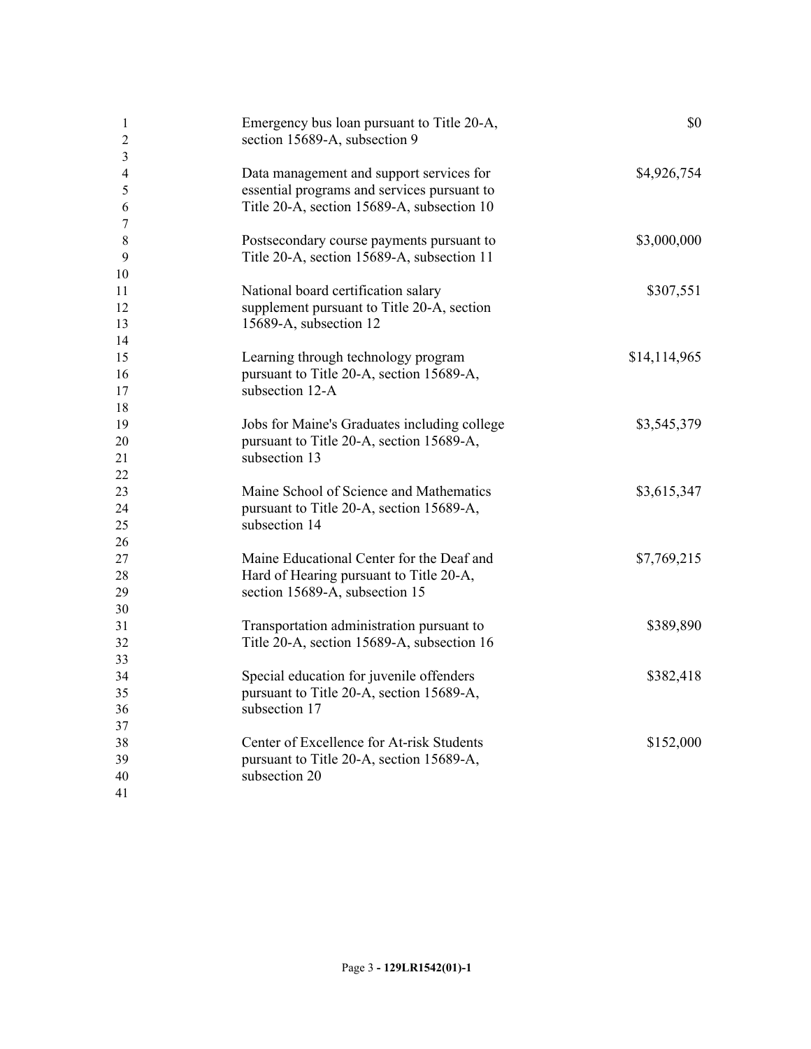| | |
|---|---|
| Emergency bus loan pursuant to Title 20-A, section 15689-A, subsection 9 | $0 |
| Data management and support services for essential programs and services pursuant to Title 20-A, section 15689-A, subsection 10 | $4,926,754 |
| Postsecondary course payments pursuant to Title 20-A, section 15689-A, subsection 11 | $3,000,000 |
| National board certification salary supplement pursuant to Title 20-A, section 15689-A, subsection 12 | $307,551 |
| Learning through technology program pursuant to Title 20-A, section 15689-A, subsection 12-A | $14,114,965 |
| Jobs for Maine's Graduates including college pursuant to Title 20-A, section 15689-A, subsection 13 | $3,545,379 |
| Maine School of Science and Mathematics pursuant to Title 20-A, section 15689-A, subsection 14 | $3,615,347 |
| Maine Educational Center for the Deaf and Hard of Hearing pursuant to Title 20-A, section 15689-A, subsection 15 | $7,769,215 |
| Transportation administration pursuant to Title 20-A, section 15689-A, subsection 16 | $389,890 |
| Special education for juvenile offenders pursuant to Title 20-A, section 15689-A, subsection 17 | $382,418 |
| Center of Excellence for At-risk Students pursuant to Title 20-A, section 15689-A, subsection 20 | $152,000 |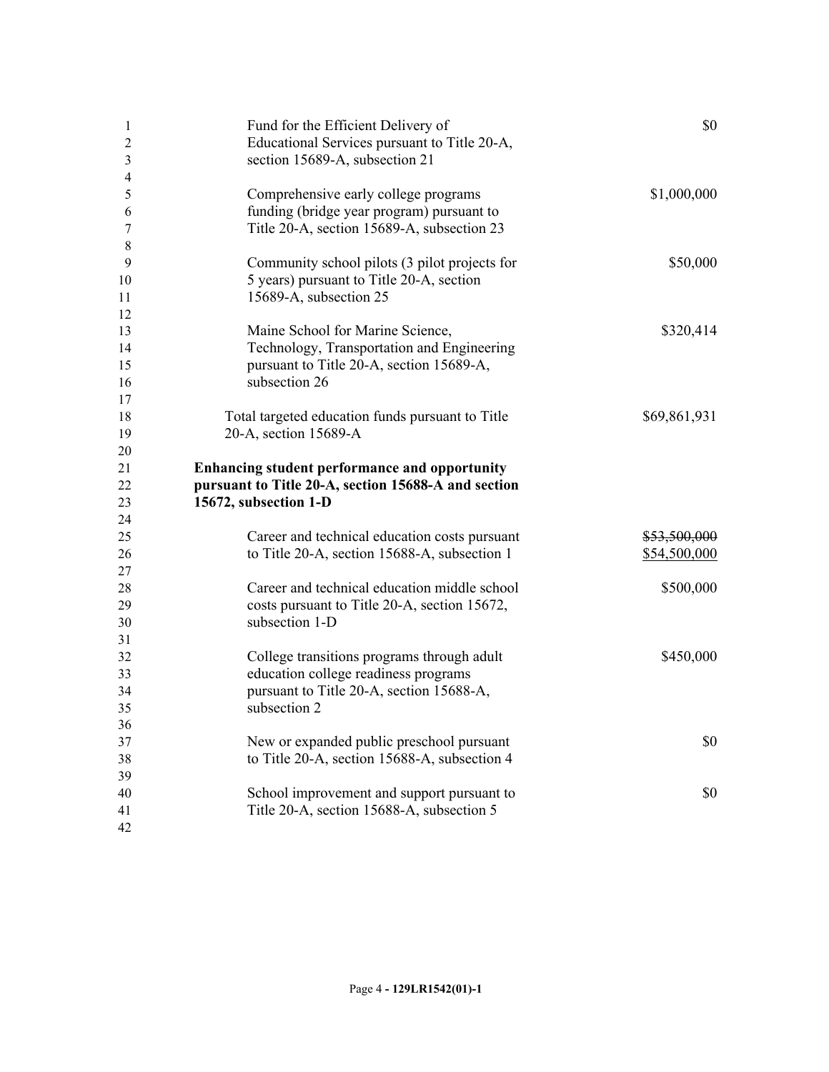| | |
|---|---|
| Fund for the Efficient Delivery of Educational Services pursuant to Title 20-A, section 15689-A, subsection 21 | $0 |
| Comprehensive early college programs funding (bridge year program) pursuant to Title 20-A, section 15689-A, subsection 23 | $1,000,000 |
| Community school pilots (3 pilot projects for 5 years) pursuant to Title 20-A, section 15689-A, subsection 25 | $50,000 |
| Maine School for Marine Science, Technology, Transportation and Engineering pursuant to Title 20-A, section 15689-A, subsection 26 | $320,414 |
| Total targeted education funds pursuant to Title 20-A, section 15689-A | $69,861,931 |

**Enhancing student performance and opportunity pursuant to Title 20-A, section 15688-A and section 15672, subsection 1-D**

| | |
|---|---|
| Career and technical education costs pursuant to Title 20-A, section 15688-A, subsection 1 | ~~$53,500,000~~ <u>$54,500,000</u> |
| Career and technical education middle school costs pursuant to Title 20-A, section 15672, subsection 1-D | $500,000 |
| College transitions programs through adult education college readiness programs pursuant to Title 20-A, section 15688-A, subsection 2 | $450,000 |
| New or expanded public preschool pursuant to Title 20-A, section 15688-A, subsection 4 | $0 |
| School improvement and support pursuant to Title 20-A, section 15688-A, subsection 5 | $0 |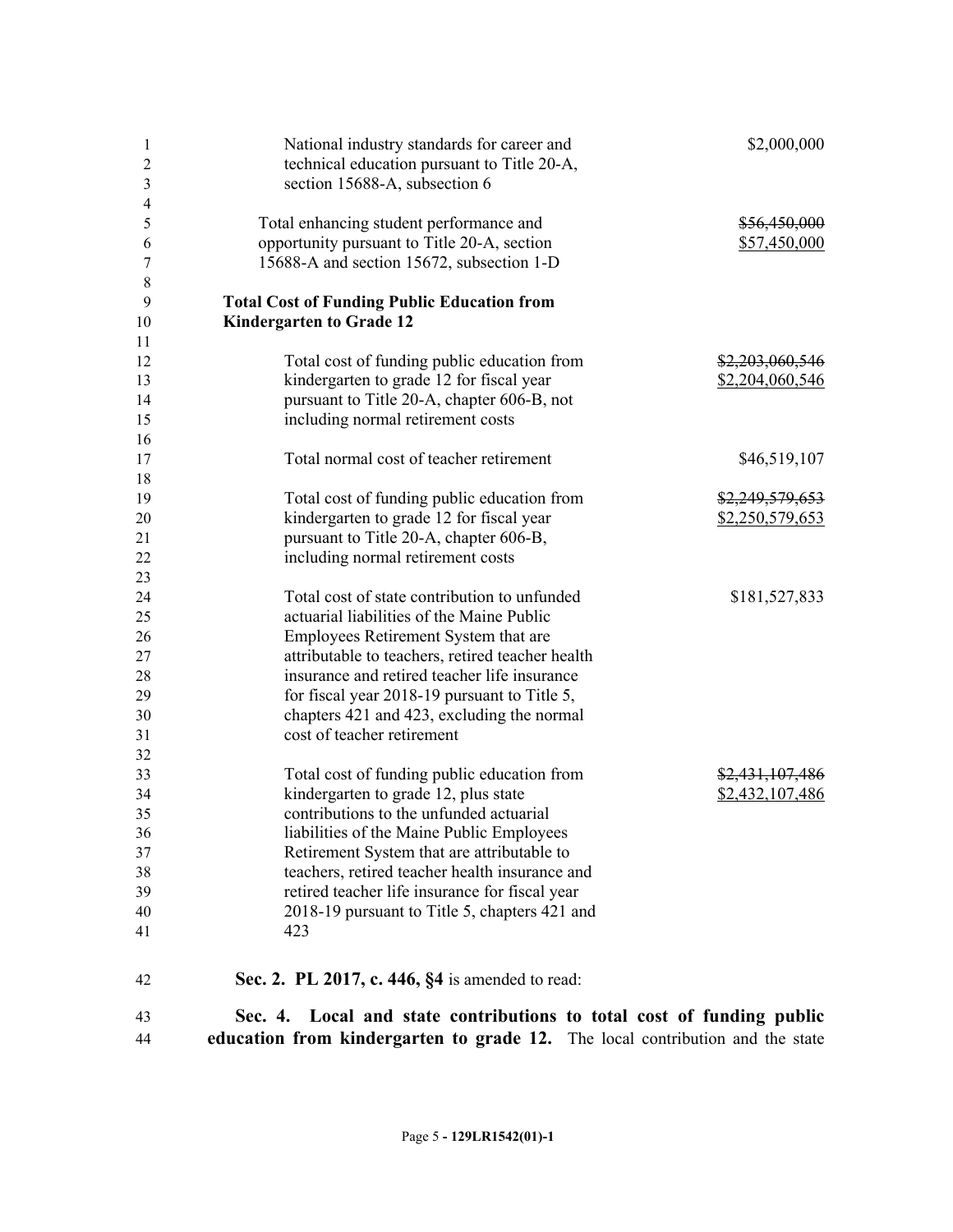| | |
|---|---|
| National industry standards for career and technical education pursuant to Title 20-A, section 15688-A, subsection 6 | $2,000,000 |
| Total enhancing student performance and opportunity pursuant to Title 20-A, section 15688-A and section 15672, subsection 1-D | ~~$56,450,000~~ <u>$57,450,000</u> |

**Total Cost of Funding Public Education from Kindergarten to Grade 12**

| | |
|---|---|
| Total cost of funding public education from kindergarten to grade 12 for fiscal year pursuant to Title 20-A, chapter 606-B, not including normal retirement costs | ~~$2,203,060,546~~ <u>$2,204,060,546</u> |
| Total normal cost of teacher retirement | $46,519,107 |
| Total cost of funding public education from kindergarten to grade 12 for fiscal year pursuant to Title 20-A, chapter 606-B, including normal retirement costs | ~~$2,249,579,653~~ <u>$2,250,579,653</u> |
| Total cost of state contribution to unfunded actuarial liabilities of the Maine Public Employees Retirement System that are attributable to teachers, retired teacher health insurance and retired teacher life insurance for fiscal year 2018-19 pursuant to Title 5, chapters 421 and 423, excluding the normal cost of teacher retirement | $181,527,833 |
| Total cost of funding public education from kindergarten to grade 12, plus state contributions to the unfunded actuarial liabilities of the Maine Public Employees Retirement System that are attributable to teachers, retired teacher health insurance and retired teacher life insurance for fiscal year 2018-19 pursuant to Title 5, chapters 421 and 423 | ~~$2,431,107,486~~ <u>$2,432,107,486</u> |

**Sec. 2. PL 2017, c. 446, §4** is amended to read:

**Sec. 4. Local and state contributions to total cost of funding public education from kindergarten to grade 12.** The local contribution and the state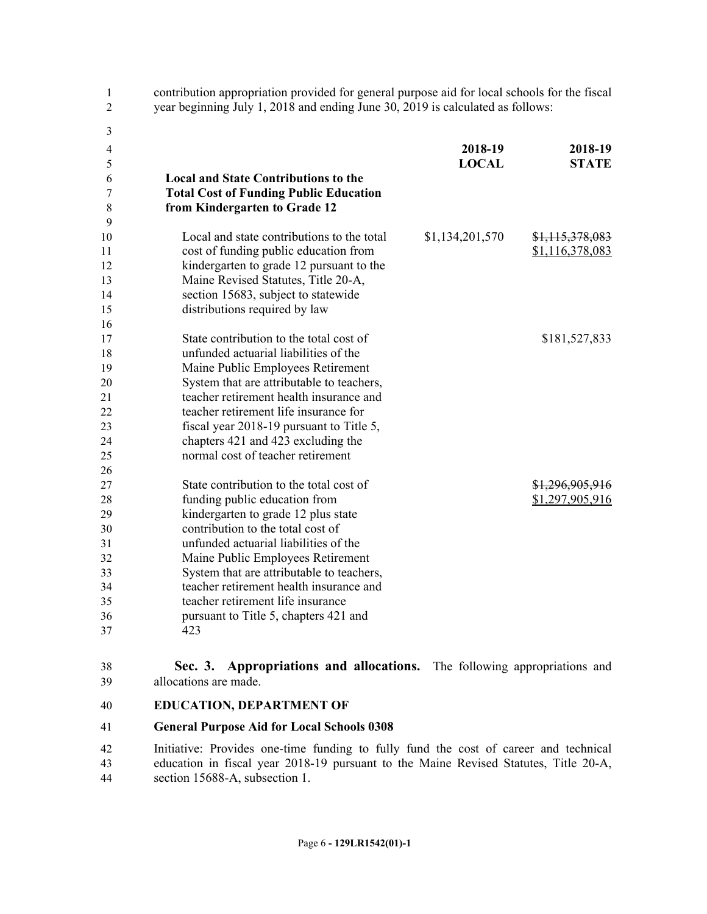contribution appropriation provided for general purpose aid for local schools for the fiscal year beginning July 1, 2018 and ending June 30, 2019 is calculated as follows:

| | 2018-19 LOCAL | 2018-19 STATE |
|---|---|---|
| **Local and State Contributions to the Total Cost of Funding Public Education from Kindergarten to Grade 12** | | |
| Local and state contributions to the total cost of funding public education from kindergarten to grade 12 pursuant to the Maine Revised Statutes, Title 20-A, section 15683, subject to statewide distributions required by law | $1,134,201,570 | ~~$1,115,378,083~~ <u>$1,116,378,083</u> |
| State contribution to the total cost of unfunded actuarial liabilities of the Maine Public Employees Retirement System that are attributable to teachers, teacher retirement health insurance and teacher retirement life insurance for fiscal year 2018-19 pursuant to Title 5, chapters 421 and 423 excluding the normal cost of teacher retirement | | $181,527,833 |
| State contribution to the total cost of funding public education from kindergarten to grade 12 plus state contribution to the total cost of unfunded actuarial liabilities of the Maine Public Employees Retirement System that are attributable to teachers, teacher retirement health insurance and teacher retirement life insurance pursuant to Title 5, chapters 421 and 423 | | ~~$1,296,905,916~~ <u>$1,297,905,916</u> |

**Sec. 3. Appropriations and allocations.** The following appropriations and allocations are made.

**EDUCATION, DEPARTMENT OF**

**General Purpose Aid for Local Schools 0308**

Initiative: Provides one-time funding to fully fund the cost of career and technical education in fiscal year 2018-19 pursuant to the Maine Revised Statutes, Title 20-A, section 15688-A, subsection 1.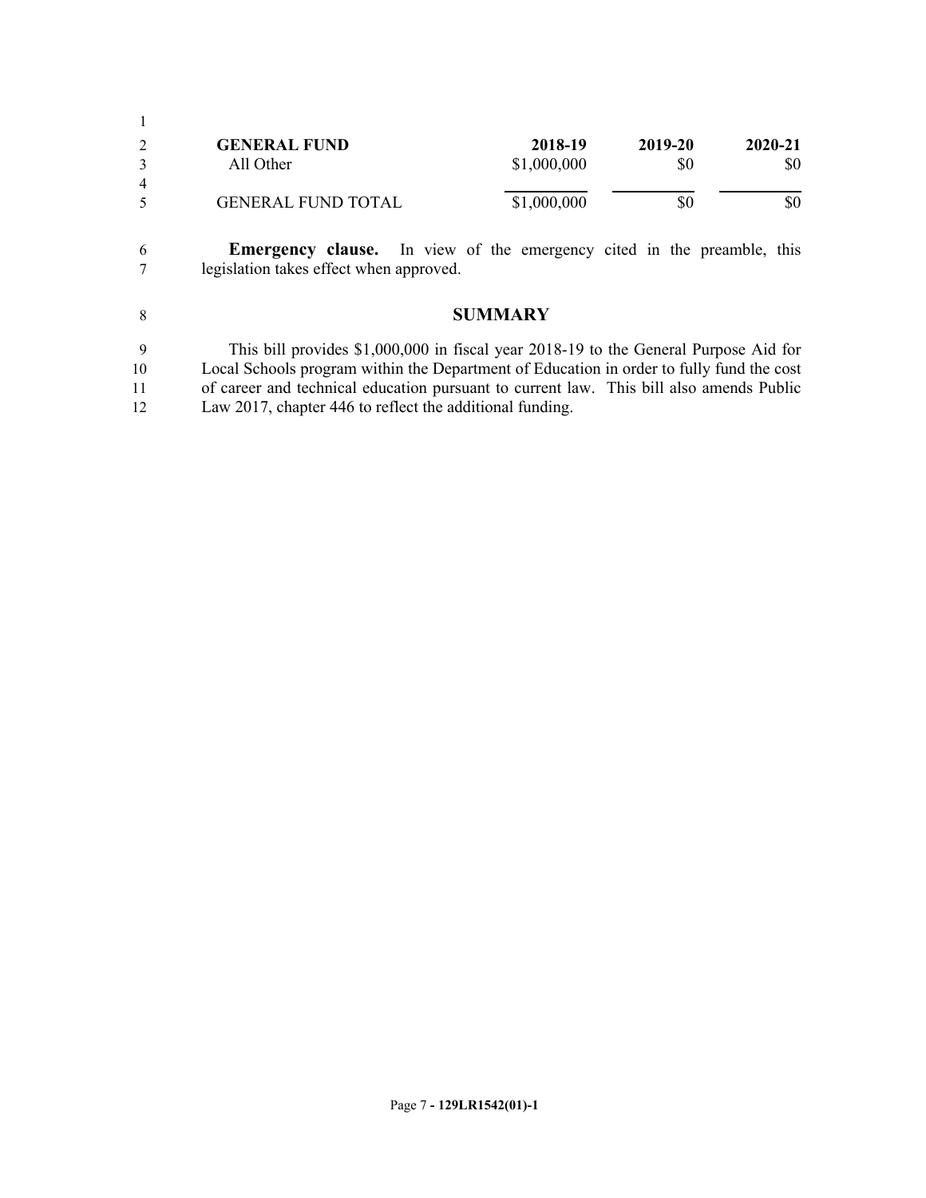| GENERAL FUND | 2018-19 | 2019-20 | 2020-21 |
|---|---|---|---|
| All Other | $1,000,000 | $0 | $0 |
| GENERAL FUND TOTAL | $1,000,000 | $0 | $0 |

**Emergency clause.** In view of the emergency cited in the preamble, this legislation takes effect when approved.

## SUMMARY

This bill provides $1,000,000 in fiscal year 2018-19 to the General Purpose Aid for Local Schools program within the Department of Education in order to fully fund the cost of career and technical education pursuant to current law. This bill also amends Public Law 2017, chapter 446 to reflect the additional funding.